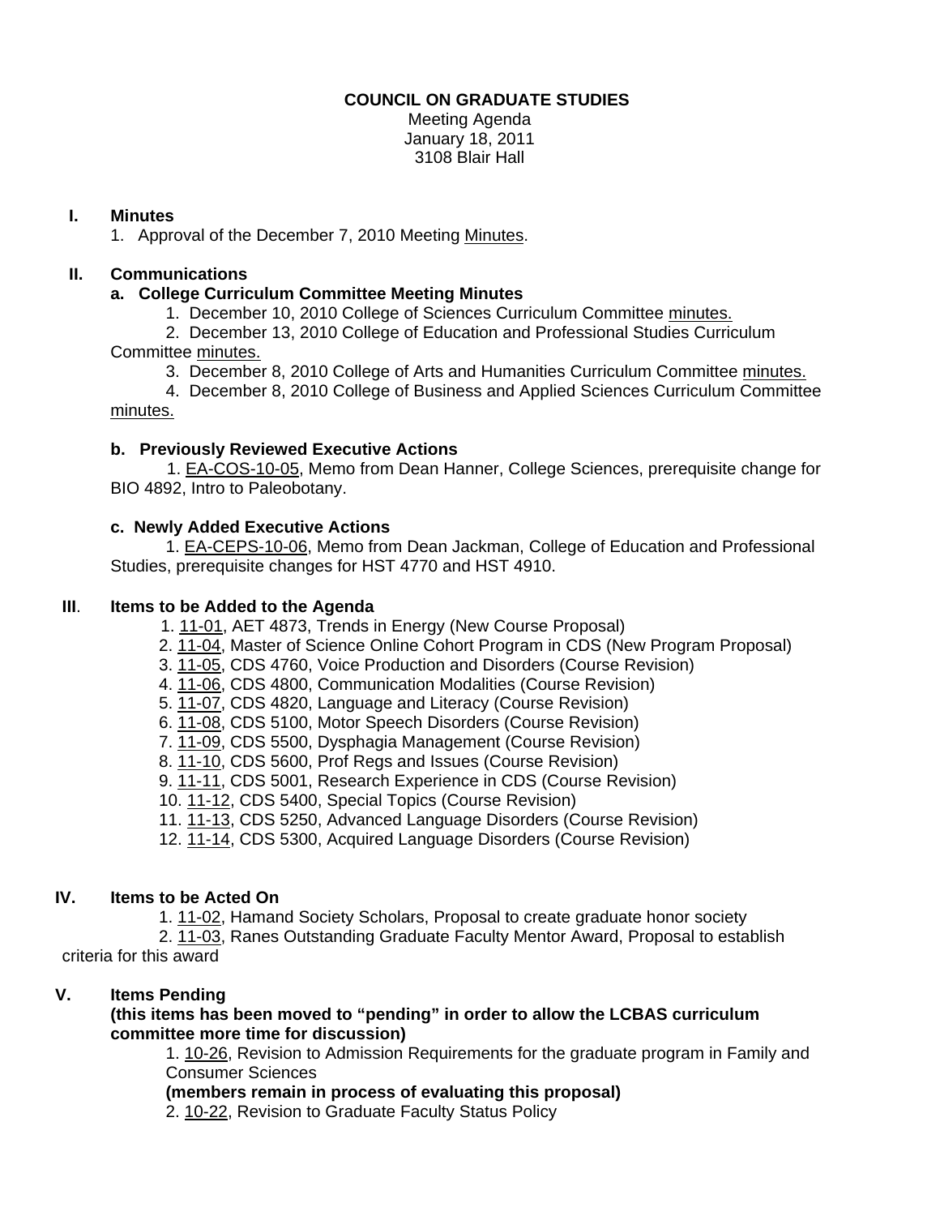**COUNCIL ON GRADUATE STUDIES**
Meeting Agenda
January 18, 2011
3108 Blair Hall

## I. Minutes

1. Approval of the December 7, 2010 Meeting Minutes.

## II. Communications

### a. College Curriculum Committee Meeting Minutes

1. December 10, 2010 College of Sciences Curriculum Committee minutes.
2. December 13, 2010 College of Education and Professional Studies Curriculum Committee minutes.
3. December 8, 2010 College of Arts and Humanities Curriculum Committee minutes.
4. December 8, 2010 College of Business and Applied Sciences Curriculum Committee minutes.

### b. Previously Reviewed Executive Actions

1. EA-COS-10-05, Memo from Dean Hanner, College Sciences, prerequisite change for BIO 4892, Intro to Paleobotany.

### c. Newly Added Executive Actions

1. EA-CEPS-10-06, Memo from Dean Jackman, College of Education and Professional Studies, prerequisite changes for HST 4770 and HST 4910.

## III. Items to be Added to the Agenda

1. 11-01, AET 4873, Trends in Energy (New Course Proposal)
2. 11-04, Master of Science Online Cohort Program in CDS (New Program Proposal)
3. 11-05, CDS 4760, Voice Production and Disorders (Course Revision)
4. 11-06, CDS 4800, Communication Modalities (Course Revision)
5. 11-07, CDS 4820, Language and Literacy (Course Revision)
6. 11-08, CDS 5100, Motor Speech Disorders (Course Revision)
7. 11-09, CDS 5500, Dysphagia Management (Course Revision)
8. 11-10, CDS 5600, Prof Regs and Issues (Course Revision)
9. 11-11, CDS 5001, Research Experience in CDS (Course Revision)
10. 11-12, CDS 5400, Special Topics (Course Revision)
11. 11-13, CDS 5250, Advanced Language Disorders (Course Revision)
12. 11-14, CDS 5300, Acquired Language Disorders (Course Revision)

## IV. Items to be Acted On

1. 11-02, Hamand Society Scholars, Proposal to create graduate honor society
2. 11-03, Ranes Outstanding Graduate Faculty Mentor Award, Proposal to establish criteria for this award

## V. Items Pending

**(this items has been moved to "pending" in order to allow the LCBAS curriculum committee more time for discussion)**

1. 10-26, Revision to Admission Requirements for the graduate program in Family and Consumer Sciences

**(members remain in process of evaluating this proposal)**

2. 10-22, Revision to Graduate Faculty Status Policy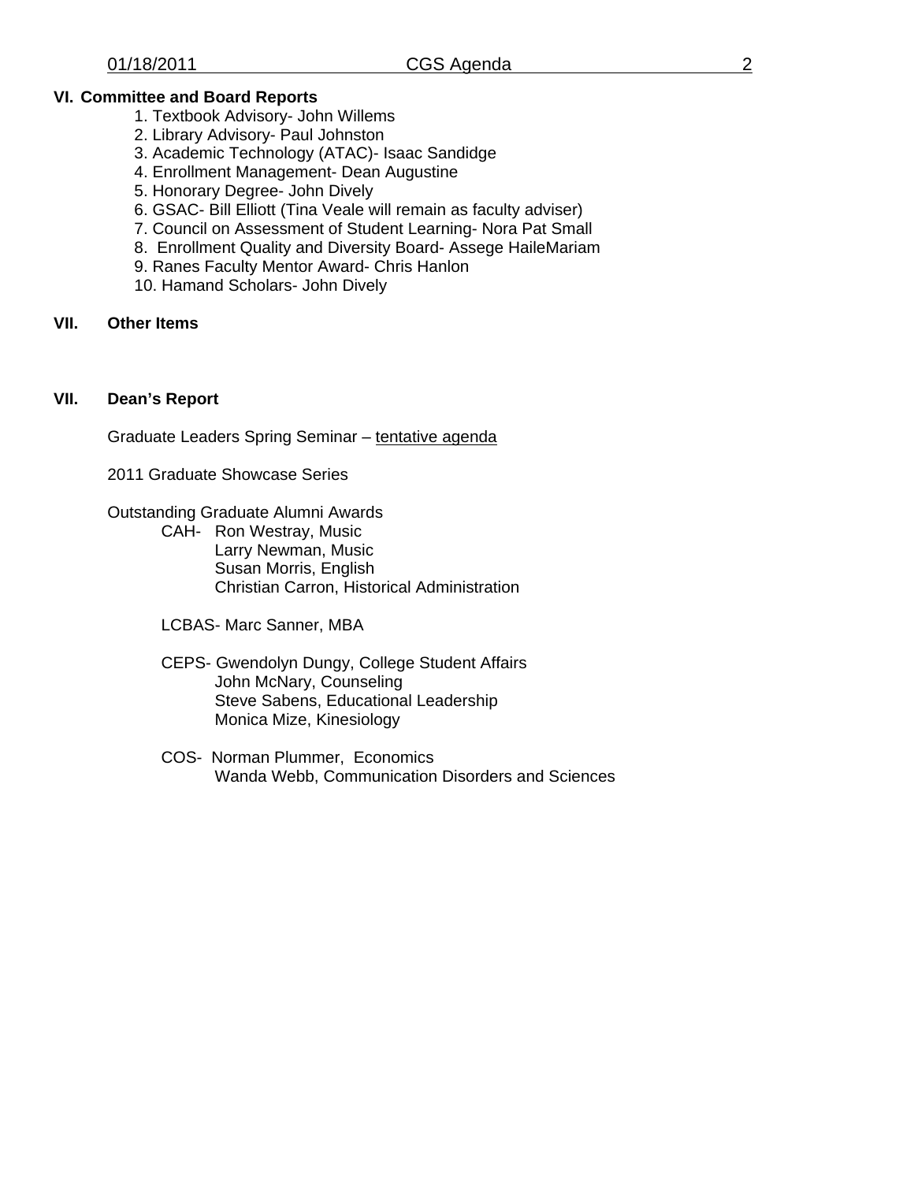## VI. Committee and Board Reports

1. Textbook Advisory- John Willems
2. Library Advisory- Paul Johnston
3. Academic Technology (ATAC)- Isaac Sandidge
4. Enrollment Management- Dean Augustine
5. Honorary Degree- John Dively
6. GSAC- Bill Elliott (Tina Veale will remain as faculty adviser)
7. Council on Assessment of Student Learning- Nora Pat Small
8. Enrollment Quality and Diversity Board- Assege HaileMariam
9. Ranes Faculty Mentor Award- Chris Hanlon
10. Hamand Scholars- John Dively

## VII. Other Items

## VII. Dean's Report

Graduate Leaders Spring Seminar – tentative agenda

2011 Graduate Showcase Series

Outstanding Graduate Alumni Awards

CAH- Ron Westray, Music
Larry Newman, Music
Susan Morris, English
Christian Carron, Historical Administration

LCBAS- Marc Sanner, MBA

CEPS- Gwendolyn Dungy, College Student Affairs
John McNary, Counseling
Steve Sabens, Educational Leadership
Monica Mize, Kinesiology

COS- Norman Plummer, Economics
Wanda Webb, Communication Disorders and Sciences